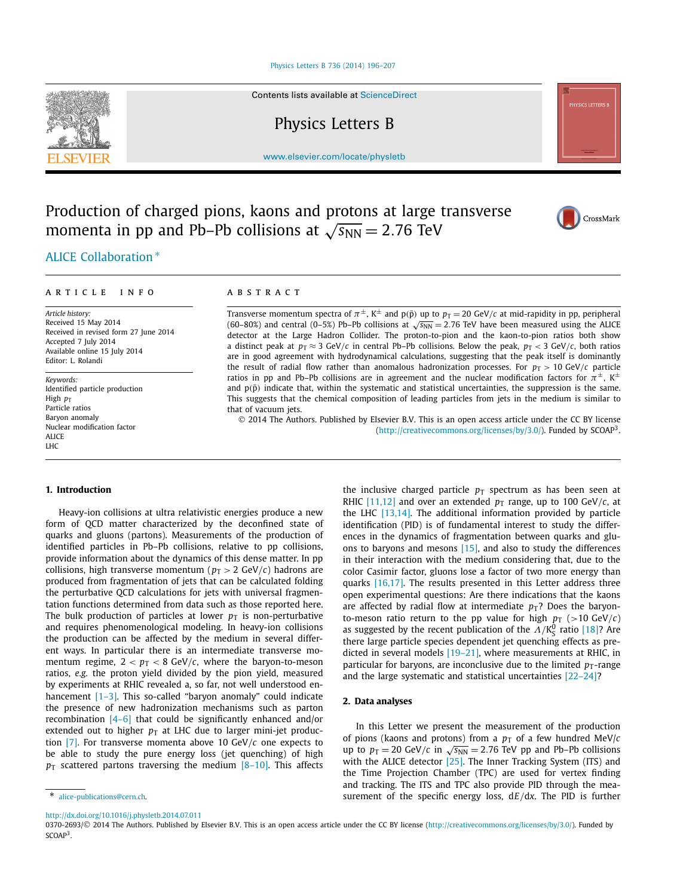# Production of charged pions, kaons and protons at large transverse momenta in pp and Pb–Pb collisions at $\sqrt{s_{\mathrm{NN}}} = 2.76$ TeV

ALICE Collaboration *

**ARTICLE INFO**

*Article history:*
Received 15 May 2014
Received in revised form 27 June 2014
Accepted 7 July 2014
Available online 15 July 2014
Editor: L. Rolandi

*Keywords:*
Identified particle production
High $p_{\mathrm{T}}$
Particle ratios
Baryon anomaly
Nuclear modification factor
ALICE
LHC

**ABSTRACT**

Transverse momentum spectra of $\pi^{\pm}$, $\mathrm{K}^{\pm}$ and $\mathrm{p}(\bar{\mathrm{p}})$ up to $p_{\mathrm{T}} = 20$ GeV/$c$ at mid-rapidity in pp, peripheral (60–80%) and central (0–5%) Pb–Pb collisions at $\sqrt{s_{\mathrm{NN}}} = 2.76$ TeV have been measured using the ALICE detector at the Large Hadron Collider. The proton-to-pion and the kaon-to-pion ratios both show a distinct peak at $p_{\mathrm{T}} \approx 3$ GeV/$c$ in central Pb–Pb collisions. Below the peak, $p_{\mathrm{T}} < 3$ GeV/$c$, both ratios are in good agreement with hydrodynamical calculations, suggesting that the peak itself is dominantly the result of radial flow rather than anomalous hadronization processes. For $p_{\mathrm{T}} > 10$ GeV/$c$ particle ratios in pp and Pb–Pb collisions are in agreement and the nuclear modification factors for $\pi^{\pm}$, $\mathrm{K}^{\pm}$ and $\mathrm{p}(\bar{\mathrm{p}})$ indicate that, within the systematic and statistical uncertainties, the suppression is the same. This suggests that the chemical composition of leading particles from jets in the medium is similar to that of vacuum jets.

© 2014 The Authors. Published by Elsevier B.V. This is an open access article under the CC BY license (http://creativecommons.org/licenses/by/3.0/). Funded by SCOAP[3].

## 1. Introduction

Heavy-ion collisions at ultra relativistic energies produce a new form of QCD matter characterized by the deconfined state of quarks and gluons (partons). Measurements of the production of identified particles in Pb–Pb collisions, relative to pp collisions, provide information about the dynamics of this dense matter. In pp collisions, high transverse momentum ($p_{\mathrm{T}} > 2$ GeV/$c$) hadrons are produced from fragmentation of jets that can be calculated folding the perturbative QCD calculations for jets with universal fragmentation functions determined from data such as those reported here. The bulk production of particles at lower $p_{\mathrm{T}}$ is non-perturbative and requires phenomenological modeling. In heavy-ion collisions the production can be affected by the medium in several different ways. In particular there is an intermediate transverse momentum regime, $2 < p_{\mathrm{T}} < 8$ GeV/$c$, where the baryon-to-meson ratios, *e.g.* the proton yield divided by the pion yield, measured by experiments at RHIC revealed a, so far, not well understood enhancement [1–3]. This so-called "baryon anomaly" could indicate the presence of new hadronization mechanisms such as parton recombination [4–6] that could be significantly enhanced and/or extended out to higher $p_{\mathrm{T}}$ at LHC due to larger mini-jet production [7]. For transverse momenta above 10 GeV/$c$ one expects to be able to study the pure energy loss (jet quenching) of high $p_{\mathrm{T}}$ scattered partons traversing the medium [8–10]. This affects the inclusive charged particle $p_{\mathrm{T}}$ spectrum as has been seen at RHIC [11,12] and over an extended $p_{\mathrm{T}}$ range, up to 100 GeV/$c$, at the LHC [13,14]. The additional information provided by particle identification (PID) is of fundamental interest to study the differences in the dynamics of fragmentation between quarks and gluons to baryons and mesons [15], and also to study the differences in their interaction with the medium considering that, due to the color Casimir factor, gluons lose a factor of two more energy than quarks [16,17]. The results presented in this Letter address three open experimental questions: Are there indications that the kaons are affected by radial flow at intermediate $p_{\mathrm{T}}$? Does the baryon-to-meson ratio return to the pp value for high $p_{\mathrm{T}}$ (>10 GeV/$c$) as suggested by the recent publication of the $\Lambda/\mathrm{K}^0_{\mathrm{S}}$ ratio [18]? Are there large particle species dependent jet quenching effects as predicted in several models [19–21], where measurements at RHIC, in particular for baryons, are inconclusive due to the limited $p_{\mathrm{T}}$-range and the large systematic and statistical uncertainties [22–24]?

## 2. Data analyses

In this Letter we present the measurement of the production of pions (kaons and protons) from a $p_{\mathrm{T}}$ of a few hundred MeV/$c$ up to $p_{\mathrm{T}} = 20$ GeV/$c$ in $\sqrt{s_{\mathrm{NN}}} = 2.76$ TeV pp and Pb–Pb collisions with the ALICE detector [25]. The Inner Tracking System (ITS) and the Time Projection Chamber (TPC) are used for vertex finding and tracking. The ITS and TPC also provide PID through the measurement of the specific energy loss, d$E$/d$x$. The PID is further

\* alice-publications@cern.ch.

http://dx.doi.org/10.1016/j.physletb.2014.07.011
0370-2693/© 2014 The Authors. Published by Elsevier B.V. This is an open access article under the CC BY license (http://creativecommons.org/licenses/by/3.0/). Funded by SCOAP[3].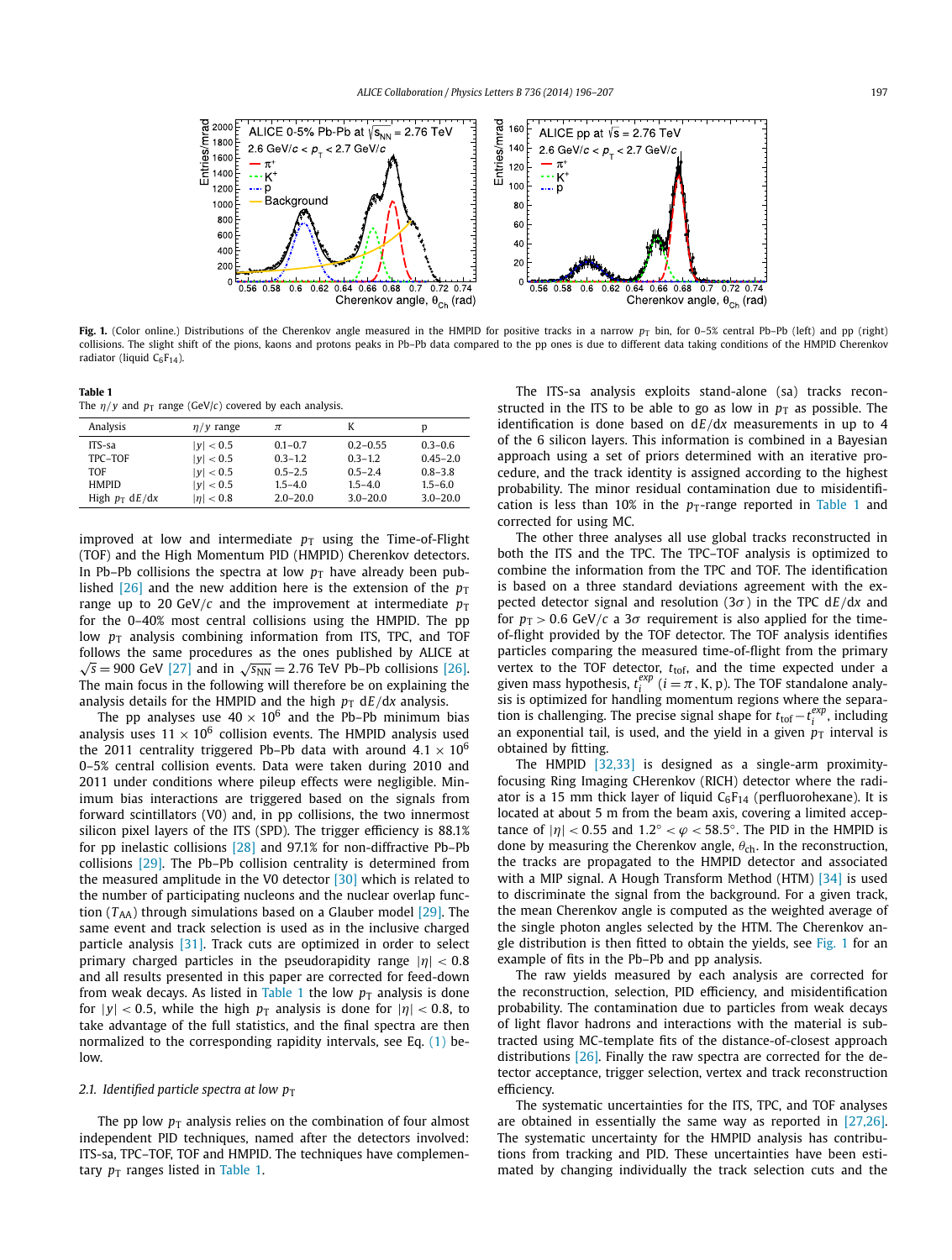**Fig. 1.** (Color online.) Distributions of the Cherenkov angle measured in the HMPID for positive tracks in a narrow $p_T$ bin, for 0–5% central Pb–Pb (left) and pp (right) collisions. The slight shift of the pions, kaons and protons peaks in Pb–Pb data compared to the pp ones is due to different data taking conditions of the HMPID Cherenkov radiator (liquid $C_6F_{14}$).

**Table 1**
The $\eta/y$ and $p_T$ range (GeV/$c$) covered by each analysis.

| Analysis | $\eta/y$ range | $\pi$ | K | p |
|---|---|---|---|---|
| ITS-sa | $\|y\| < 0.5$ | 0.1–0.7 | 0.2–0.55 | 0.3–0.6 |
| TPC–TOF | $\|y\| < 0.5$ | 0.3–1.2 | 0.3–1.2 | 0.45–2.0 |
| TOF | $\|y\| < 0.5$ | 0.5–2.5 | 0.5–2.4 | 0.8–3.8 |
| HMPID | $\|y\| < 0.5$ | 1.5–4.0 | 1.5–4.0 | 1.5–6.0 |
| High $p_T$ d$E$/d$x$ | $\|\eta\| < 0.8$ | 2.0–20.0 | 3.0–20.0 | 3.0–20.0 |

improved at low and intermediate $p_T$ using the Time-of-Flight (TOF) and the High Momentum PID (HMPID) Cherenkov detectors. In Pb–Pb collisions the spectra at low $p_T$ have already been published [26] and the new addition here is the extension of the $p_T$ range up to 20 GeV/$c$ and the improvement at intermediate $p_T$ for the 0–40% most central collisions using the HMPID. The pp low $p_T$ analysis combining information from ITS, TPC, and TOF follows the same procedures as the ones published by ALICE at $\sqrt{s} = 900$ GeV [27] and in $\sqrt{s_{NN}} = 2.76$ TeV Pb–Pb collisions [26]. The main focus in the following will therefore be on explaining the analysis details for the HMPID and the high $p_T$ d$E$/d$x$ analysis.

The pp analyses use $40 \times 10^6$ and the Pb–Pb minimum bias analysis uses $11 \times 10^6$ collision events. The HMPID analysis used the 2011 centrality triggered Pb–Pb data with around $4.1 \times 10^6$ 0–5% central collision events. Data were taken during 2010 and 2011 under conditions where pileup effects were negligible. Minimum bias interactions are triggered based on the signals from forward scintillators (V0) and, in pp collisions, the two innermost silicon pixel layers of the ITS (SPD). The trigger efficiency is 88.1% for pp inelastic collisions [28] and 97.1% for non-diffractive Pb–Pb collisions [29]. The Pb–Pb collision centrality is determined from the measured amplitude in the V0 detector [30] which is related to the number of participating nucleons and the nuclear overlap function ($T_{AA}$) through simulations based on a Glauber model [29]. The same event and track selection is used as in the inclusive charged particle analysis [31]. Track cuts are optimized in order to select primary charged particles in the pseudorapidity range $|\eta| < 0.8$ and all results presented in this paper are corrected for feed-down from weak decays. As listed in Table 1 the low $p_T$ analysis is done for $|y| < 0.5$, while the high $p_T$ analysis is done for $|\eta| < 0.8$, to take advantage of the full statistics, and the final spectra are then normalized to the corresponding rapidity intervals, see Eq. (1) below.

### 2.1. Identified particle spectra at low $p_T$

The pp low $p_T$ analysis relies on the combination of four almost independent PID techniques, named after the detectors involved: ITS-sa, TPC–TOF, TOF and HMPID. The techniques have complementary $p_T$ ranges listed in Table 1.

The ITS-sa analysis exploits stand-alone (sa) tracks reconstructed in the ITS to be able to go as low in $p_T$ as possible. The identification is based on d$E$/d$x$ measurements in up to 4 of the 6 silicon layers. This information is combined in a Bayesian approach using a set of priors determined with an iterative procedure, and the track identity is assigned according to the highest probability. The minor residual contamination due to misidentification is less than 10% in the $p_T$-range reported in Table 1 and corrected for using MC.

The other three analyses all use global tracks reconstructed in both the ITS and the TPC. The TPC–TOF analysis is optimized to combine the information from the TPC and TOF. The identification is based on a three standard deviations agreement with the expected detector signal and resolution ($3\sigma$) in the TPC d$E$/d$x$ and for $p_T > 0.6$ GeV/$c$ a $3\sigma$ requirement is also applied for the time-of-flight provided by the TOF detector. The TOF analysis identifies particles comparing the measured time-of-flight from the primary vertex to the TOF detector, $t_{tof}$, and the time expected under a given mass hypothesis, $t_i^{exp}$ ($i = \pi, \mathrm{K}, \mathrm{p}$). The TOF standalone analysis is optimized for handling momentum regions where the separation is challenging. The precise signal shape for $t_{tof} - t_i^{exp}$, including an exponential tail, is used, and the yield in a given $p_T$ interval is obtained by fitting.

The HMPID [32,33] is designed as a single-arm proximity-focusing Ring Imaging CHerenkov (RICH) detector where the radiator is a 15 mm thick layer of liquid $C_6F_{14}$ (perfluorohexane). It is located at about 5 m from the beam axis, covering a limited acceptance of $|\eta| < 0.55$ and $1.2° < \varphi < 58.5°$. The PID in the HMPID is done by measuring the Cherenkov angle, $\theta_{ch}$. In the reconstruction, the tracks are propagated to the HMPID detector and associated with a MIP signal. A Hough Transform Method (HTM) [34] is used to discriminate the signal from the background. For a given track, the mean Cherenkov angle is computed as the weighted average of the single photon angles selected by the HTM. The Cherenkov angle distribution is then fitted to obtain the yields, see Fig. 1 for an example of fits in the Pb–Pb and pp analysis.

The raw yields measured by each analysis are corrected for the reconstruction, selection, PID efficiency, and misidentification probability. The contamination due to particles from weak decays of light flavor hadrons and interactions with the material is subtracted using MC-template fits of the distance-of-closest approach distributions [26]. Finally the raw spectra are corrected for the detector acceptance, trigger selection, vertex and track reconstruction efficiency.

The systematic uncertainties for the ITS, TPC, and TOF analyses are obtained in essentially the same way as reported in [27,26]. The systematic uncertainty for the HMPID analysis has contributions from tracking and PID. These uncertainties have been estimated by changing individually the track selection cuts and the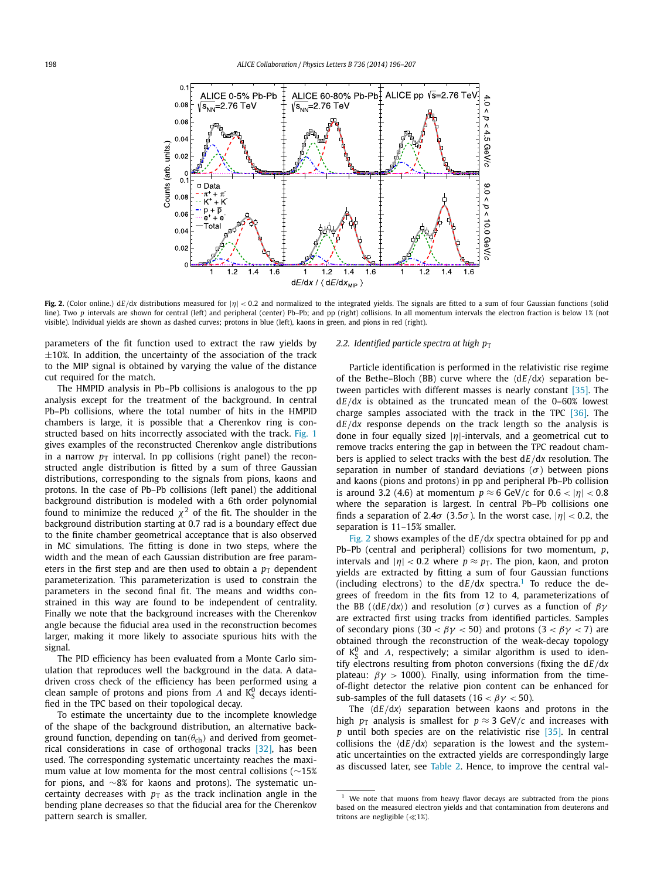**Fig. 2.** (Color online.) d$E$/d$x$ distributions measured for $|\eta| < 0.2$ and normalized to the integrated yields. The signals are fitted to a sum of four Gaussian functions (solid line). Two $p$ intervals are shown for central (left) and peripheral (center) Pb–Pb; and pp (right) collisions. In all momentum intervals the electron fraction is below 1% (not visible). Individual yields are shown as dashed curves; protons in blue (left), kaons in green, and pions in red (right).

parameters of the fit function used to extract the raw yields by ±10%. In addition, the uncertainty of the association of the track to the MIP signal is obtained by varying the value of the distance cut required for the match.

The HMPID analysis in Pb–Pb collisions is analogous to the pp analysis except for the treatment of the background. In central Pb–Pb collisions, where the total number of hits in the HMPID chambers is large, it is possible that a Cherenkov ring is constructed based on hits incorrectly associated with the track. Fig. 1 gives examples of the reconstructed Cherenkov angle distributions in a narrow $p_{\mathrm{T}}$ interval. In pp collisions (right panel) the reconstructed angle distribution is fitted by a sum of three Gaussian distributions, corresponding to the signals from pions, kaons and protons. In the case of Pb–Pb collisions (left panel) the additional background distribution is modeled with a 6th order polynomial found to minimize the reduced $\chi^2$ of the fit. The shoulder in the background distribution starting at 0.7 rad is a boundary effect due to the finite chamber geometrical acceptance that is also observed in MC simulations. The fitting is done in two steps, where the width and the mean of each Gaussian distribution are free parameters in the first step and are then used to obtain a $p_{\mathrm{T}}$ dependent parameterization. This parameterization is used to constrain the parameters in the second final fit. The means and widths constrained in this way are found to be independent of centrality. Finally we note that the background increases with the Cherenkov angle because the fiducial area used in the reconstruction becomes larger, making it more likely to associate spurious hits with the signal.

The PID efficiency has been evaluated from a Monte Carlo simulation that reproduces well the background in the data. A data-driven cross check of the efficiency has been performed using a clean sample of protons and pions from $\Lambda$ and $\mathrm{K^0_S}$ decays identified in the TPC based on their topological decay.

To estimate the uncertainty due to the incomplete knowledge of the shape of the background distribution, an alternative background function, depending on $\tan(\theta_{\mathrm{ch}})$ and derived from geometrical considerations in case of orthogonal tracks [32], has been used. The corresponding systematic uncertainty reaches the maximum value at low momenta for the most central collisions (~15% for pions, and ~8% for kaons and protons). The systematic uncertainty decreases with $p_{\mathrm{T}}$ as the track inclination angle in the bending plane decreases so that the fiducial area for the Cherenkov pattern search is smaller.

### 2.2. Identified particle spectra at high $p_{\mathrm{T}}$

Particle identification is performed in the relativistic rise regime of the Bethe–Bloch (BB) curve where the $\langle dE/dx\rangle$ separation between particles with different masses is nearly constant [35]. The d$E$/d$x$ is obtained as the truncated mean of the 0–60% lowest charge samples associated with the track in the TPC [36]. The d$E$/d$x$ response depends on the track length so the analysis is done in four equally sized $|\eta|$-intervals, and a geometrical cut to remove tracks entering the gap in between the TPC readout chambers is applied to select tracks with the best d$E$/d$x$ resolution. The separation in number of standard deviations ($\sigma$) between pions and kaons (pions and protons) in pp and peripheral Pb–Pb collision is around 3.2 (4.6) at momentum $p \approx 6$ GeV/$c$ for $0.6 < |\eta| < 0.8$ where the separation is largest. In central Pb–Pb collisions one finds a separation of 2.4$\sigma$ (3.5$\sigma$). In the worst case, $|\eta| < 0.2$, the separation is 11–15% smaller.

Fig. 2 shows examples of the d$E$/d$x$ spectra obtained for pp and Pb–Pb (central and peripheral) collisions for two momentum, $p$, intervals and $|\eta| < 0.2$ where $p \approx p_{\mathrm{T}}$. The pion, kaon, and proton yields are extracted by fitting a sum of four Gaussian functions (including electrons) to the d$E$/d$x$ spectra.[1] To reduce the degrees of freedom in the fits from 12 to 4, parameterizations of the BB ($\langle dE/dx\rangle$) and resolution ($\sigma$) curves as a function of $\beta\gamma$ are extracted first using tracks from identified particles. Samples of secondary pions ($30 < \beta\gamma < 50$) and protons ($3 < \beta\gamma < 7$) are obtained through the reconstruction of the weak-decay topology of $\mathrm{K^0_S}$ and $\Lambda$, respectively; a similar algorithm is used to identify electrons resulting from photon conversions (fixing the d$E$/d$x$ plateau: $\beta\gamma > 1000$). Finally, using information from the time-of-flight detector the relative pion content can be enhanced for sub-samples of the full datasets ($16 < \beta\gamma < 50$).

The $\langle dE/dx\rangle$ separation between kaons and protons in the high $p_{\mathrm{T}}$ analysis is smallest for $p \approx 3$ GeV/$c$ and increases with $p$ until both species are on the relativistic rise [35]. In central collisions the $\langle dE/dx\rangle$ separation is the lowest and the systematic uncertainties on the extracted yields are correspondingly large as discussed later, see Table 2. Hence, to improve the central val-

[1] We note that muons from heavy flavor decays are subtracted from the pions based on the measured electron yields and that contamination from deuterons and tritons are negligible ($\ll$1%).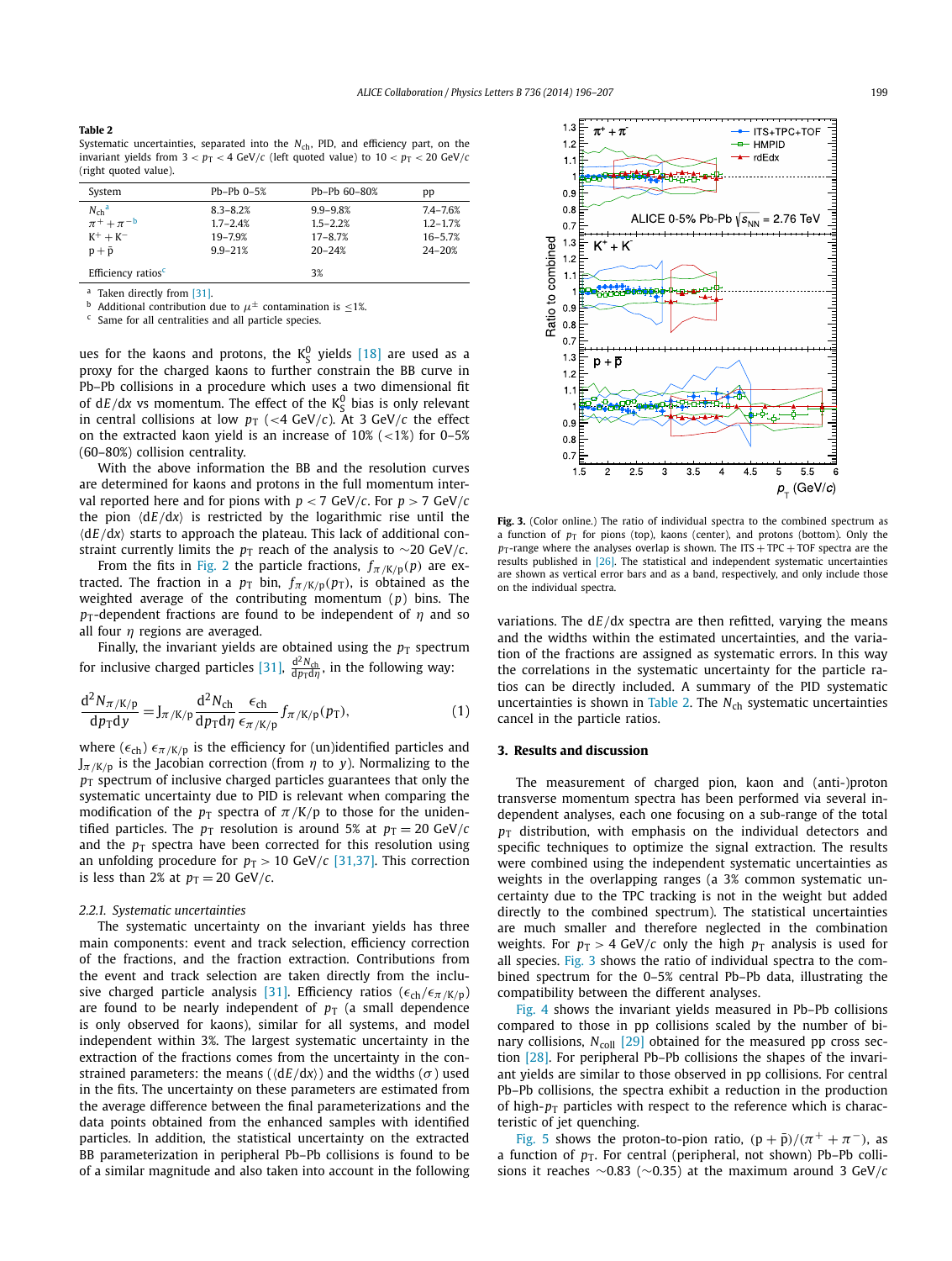**Table 2**
Systematic uncertainties, separated into the $N_{ch}$, PID, and efficiency part, on the invariant yields from $3 < p_T < 4$ GeV/$c$ (left quoted value) to $10 < p_T < 20$ GeV/$c$ (right quoted value).

| System | Pb–Pb 0–5% | Pb–Pb 60–80% | pp |
|---|---|---|---|
| $N_{ch}$ [a] | 8.3–8.2% | 9.9–9.8% | 7.4–7.6% |
| $\pi^+ + \pi^-$ [b] | 1.7–2.4% | 1.5–2.2% | 1.2–1.7% |
| $K^+ + K^-$ | 19–7.9% | 17–8.7% | 16–5.7% |
| $p + \bar{p}$ | 9.9–21% | 20–24% | 24–20% |
| Efficiency ratios [c] | | 3% | |

[a] Taken directly from [31].
[b] Additional contribution due to $\mu^\pm$ contamination is ≤1%.
[c] Same for all centralities and all particle species.

ues for the kaons and protons, the $K^0_S$ yields [18] are used as a proxy for the charged kaons to further constrain the BB curve in Pb–Pb collisions in a procedure which uses a two dimensional fit of $dE/dx$ vs momentum. The effect of the $K^0_S$ bias is only relevant in central collisions at low $p_T$ (<4 GeV/$c$). At 3 GeV/$c$ the effect on the extracted kaon yield is an increase of 10% (<1%) for 0–5% (60–80%) collision centrality.

With the above information the BB and the resolution curves are determined for kaons and protons in the full momentum interval reported here and for pions with $p < 7$ GeV/$c$. For $p > 7$ GeV/$c$ the pion $\langle dE/dx \rangle$ is restricted by the logarithmic rise until the $\langle dE/dx \rangle$ starts to approach the plateau. This lack of additional constraint currently limits the $p_T$ reach of the analysis to ~20 GeV/$c$.

From the fits in Fig. 2 the particle fractions, $f_{\pi/K/p}(p)$ are extracted. The fraction in a $p_T$ bin, $f_{\pi/K/p}(p_T)$, is obtained as the weighted average of the contributing momentum ($p$) bins. The $p_T$-dependent fractions are found to be independent of $\eta$ and so all four $\eta$ regions are averaged.

Finally, the invariant yields are obtained using the $p_T$ spectrum for inclusive charged particles [31], $\frac{d^2N_{ch}}{dp_T d\eta}$, in the following way:

$$\frac{d^2N_{\pi/K/p}}{dp_T dy} = J_{\pi/K/p} \frac{d^2N_{ch}}{dp_T d\eta} \frac{\epsilon_{ch}}{\epsilon_{\pi/K/p}} f_{\pi/K/p}(p_T), \quad (1)$$

where ($\epsilon_{ch}$) $\epsilon_{\pi/K/p}$ is the efficiency for (un)identified particles and $J_{\pi/K/p}$ is the Jacobian correction (from $\eta$ to $y$). Normalizing to the $p_T$ spectrum of inclusive charged particles guarantees that only the systematic uncertainty due to PID is relevant when comparing the modification of the $p_T$ spectra of $\pi$/K/p to those for the unidentified particles. The $p_T$ resolution is around 5% at $p_T = 20$ GeV/$c$ and the $p_T$ spectra have been corrected for this resolution using an unfolding procedure for $p_T > 10$ GeV/$c$ [31,37]. This correction is less than 2% at $p_T = 20$ GeV/$c$.

#### 2.2.1. Systematic uncertainties

The systematic uncertainty on the invariant yields has three main components: event and track selection, efficiency correction of the fractions, and the fraction extraction. Contributions from the event and track selection are taken directly from the inclusive charged particle analysis [31]. Efficiency ratios ($\epsilon_{ch}/\epsilon_{\pi/K/p}$) are found to be nearly independent of $p_T$ (a small dependence is only observed for kaons), similar for all systems, and model independent within 3%. The largest systematic uncertainty in the extraction of the fractions comes from the uncertainty in the constrained parameters: the means ($\langle dE/dx \rangle$) and the widths ($\sigma$) used in the fits. The uncertainty on these parameters are estimated from the average difference between the final parameterizations and the data points obtained from the enhanced samples with identified particles. In addition, the statistical uncertainty on the extracted BB parameterization in peripheral Pb–Pb collisions is found to be of a similar magnitude and also taken into account in the following variations. The $dE/dx$ spectra are then refitted, varying the means and the widths within the estimated uncertainties, and the variation of the fractions are assigned as systematic errors. In this way the correlations in the systematic uncertainty for the particle ratios can be directly included. A summary of the PID systematic uncertainties is shown in Table 2. The $N_{ch}$ systematic uncertainties cancel in the particle ratios.

**Fig. 3.** (Color online.) The ratio of individual spectra to the combined spectrum as a function of $p_T$ for pions (top), kaons (center), and protons (bottom). Only the $p_T$-range where the analyses overlap is shown. The ITS + TPC + TOF spectra are the results published in [26]. The statistical and independent systematic uncertainties are shown as vertical error bars and as a band, respectively, and only include those on the individual spectra.

## 3. Results and discussion

The measurement of charged pion, kaon and (anti-)proton transverse momentum spectra has been performed via several independent analyses, each one focusing on a sub-range of the total $p_T$ distribution, with emphasis on the individual detectors and specific techniques to optimize the signal extraction. The results were combined using the independent systematic uncertainties as weights in the overlapping ranges (a 3% common systematic uncertainty due to the TPC tracking is not in the weight but added directly to the combined spectrum). The statistical uncertainties are much smaller and therefore neglected in the combination weights. For $p_T > 4$ GeV/$c$ only the high $p_T$ analysis is used for all species. Fig. 3 shows the ratio of individual spectra to the combined spectrum for the 0–5% central Pb–Pb data, illustrating the compatibility between the different analyses.

Fig. 4 shows the invariant yields measured in Pb–Pb collisions compared to those in pp collisions scaled by the number of binary collisions, $N_{coll}$ [29] obtained for the measured pp cross section [28]. For peripheral Pb–Pb collisions the shapes of the invariant yields are similar to those observed in pp collisions. For central Pb–Pb collisions, the spectra exhibit a reduction in the production of high-$p_T$ particles with respect to the reference which is characteristic of jet quenching.

Fig. 5 shows the proton-to-pion ratio, $(p + \bar{p})/(\pi^+ + \pi^-)$, as a function of $p_T$. For central (peripheral, not shown) Pb–Pb collisions it reaches ~0.83 (~0.35) at the maximum around 3 GeV/$c$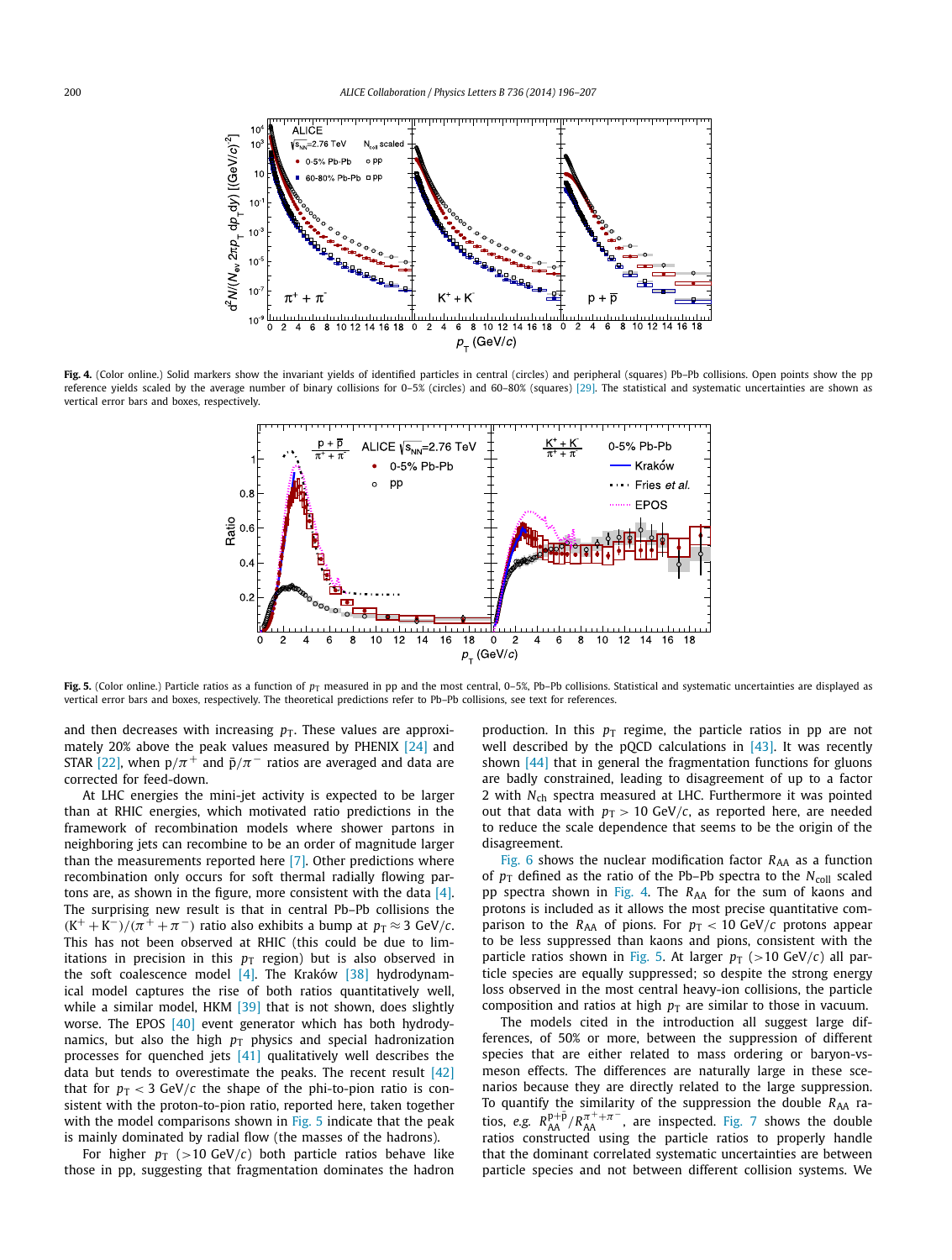**Fig. 4.** (Color online.) Solid markers show the invariant yields of identified particles in central (circles) and peripheral (squares) Pb–Pb collisions. Open points show the pp reference yields scaled by the average number of binary collisions for 0–5% (circles) and 60–80% (squares) [29]. The statistical and systematic uncertainties are shown as vertical error bars and boxes, respectively.

**Fig. 5.** (Color online.) Particle ratios as a function of $p_T$ measured in pp and the most central, 0–5%, Pb–Pb collisions. Statistical and systematic uncertainties are displayed as vertical error bars and boxes, respectively. The theoretical predictions refer to Pb–Pb collisions, see text for references.

and then decreases with increasing $p_T$. These values are approximately 20% above the peak values measured by PHENIX [24] and STAR [22], when $p/\pi^+$ and $\bar{p}/\pi^-$ ratios are averaged and data are corrected for feed-down.

At LHC energies the mini-jet activity is expected to be larger than at RHIC energies, which motivated ratio predictions in the framework of recombination models where shower partons in neighboring jets can recombine to be an order of magnitude larger than the measurements reported here [7]. Other predictions where recombination only occurs for soft thermal radially flowing partons are, as shown in the figure, more consistent with the data [4]. The surprising new result is that in central Pb–Pb collisions the $(K^+ + K^-)/(\pi^+ + \pi^-)$ ratio also exhibits a bump at $p_T \approx 3$ GeV/$c$. This has not been observed at RHIC (this could be due to limitations in precision in this $p_T$ region) but is also observed in the soft coalescence model [4]. The Kraków [38] hydrodynamical model captures the rise of both ratios quantitatively well, while a similar model, HKM [39] that is not shown, does slightly worse. The EPOS [40] event generator which has both hydrodynamics, but also the high $p_T$ physics and special hadronization processes for quenched jets [41] qualitatively well describes the data but tends to overestimate the peaks. The recent result [42] that for $p_T < 3$ GeV/$c$ the shape of the phi-to-pion ratio is consistent with the proton-to-pion ratio, reported here, taken together with the model comparisons shown in Fig. 5 indicate that the peak is mainly dominated by radial flow (the masses of the hadrons).

For higher $p_T$ (>10 GeV/$c$) both particle ratios behave like those in pp, suggesting that fragmentation dominates the hadron production. In this $p_T$ regime, the particle ratios in pp are not well described by the pQCD calculations in [43]. It was recently shown [44] that in general the fragmentation functions for gluons are badly constrained, leading to disagreement of up to a factor 2 with $N_{ch}$ spectra measured at LHC. Furthermore it was pointed out that data with $p_T > 10$ GeV/$c$, as reported here, are needed to reduce the scale dependence that seems to be the origin of the disagreement.

Fig. 6 shows the nuclear modification factor $R_{AA}$ as a function of $p_T$ defined as the ratio of the Pb–Pb spectra to the $N_{coll}$ scaled pp spectra shown in Fig. 4. The $R_{AA}$ for the sum of kaons and protons is included as it allows the most precise quantitative comparison to the $R_{AA}$ of pions. For $p_T < 10$ GeV/$c$ protons appear to be less suppressed than kaons and pions, consistent with the particle ratios shown in Fig. 5. At larger $p_T$ (>10 GeV/$c$) all particle species are equally suppressed; so despite the strong energy loss observed in the most central heavy-ion collisions, the particle composition and ratios at high $p_T$ are similar to those in vacuum.

The models cited in the introduction all suggest large differences, of 50% or more, between the suppression of different species that are either related to mass ordering or baryon-vs-meson effects. The differences are naturally large in these scenarios because they are directly related to the large suppression. To quantify the similarity of the suppression the double $R_{AA}$ ratios, *e.g.* $R_{AA}^{p+\bar{p}}/R_{AA}^{\pi^++\pi^-}$, are inspected. Fig. 7 shows the double ratios constructed using the particle ratios to properly handle that the dominant correlated systematic uncertainties are between particle species and not between different collision systems. We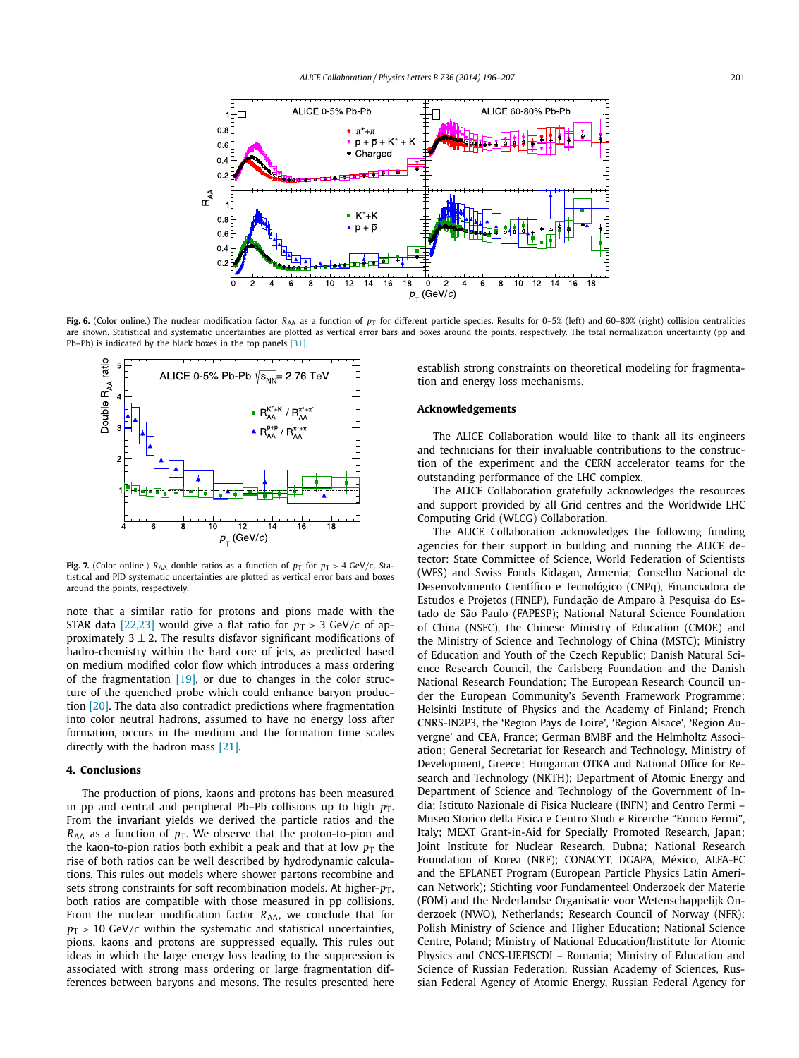**Fig. 6.** (Color online.) The nuclear modification factor $R_{AA}$ as a function of $p_T$ for different particle species. Results for 0–5% (left) and 60–80% (right) collision centralities are shown. Statistical and systematic uncertainties are plotted as vertical error bars and boxes around the points, respectively. The total normalization uncertainty (pp and Pb–Pb) is indicated by the black boxes in the top panels [31].

**Fig. 7.** (Color online.) $R_{AA}$ double ratios as a function of $p_T$ for $p_T > 4$ GeV/$c$. Statistical and PID systematic uncertainties are plotted as vertical error bars and boxes around the points, respectively.

note that a similar ratio for protons and pions made with the STAR data [22,23] would give a flat ratio for $p_T > 3$ GeV/$c$ of approximately $3 \pm 2$. The results disfavor significant modifications of hadro-chemistry within the hard core of jets, as predicted based on medium modified color flow which introduces a mass ordering of the fragmentation [19], or due to changes in the color structure of the quenched probe which could enhance baryon production [20]. The data also contradict predictions where fragmentation into color neutral hadrons, assumed to have no energy loss after formation, occurs in the medium and the formation time scales directly with the hadron mass [21].

## 4. Conclusions

The production of pions, kaons and protons has been measured in pp and central and peripheral Pb–Pb collisions up to high $p_T$. From the invariant yields we derived the particle ratios and the $R_{AA}$ as a function of $p_T$. We observe that the proton-to-pion and the kaon-to-pion ratios both exhibit a peak and that at low $p_T$ the rise of both ratios can be well described by hydrodynamic calculations. This rules out models where shower partons recombine and sets strong constraints for soft recombination models. At higher-$p_T$, both ratios are compatible with those measured in pp collisions. From the nuclear modification factor $R_{AA}$, we conclude that for $p_T > 10$ GeV/$c$ within the systematic and statistical uncertainties, pions, kaons and protons are suppressed equally. This rules out ideas in which the large energy loss leading to the suppression is associated with strong mass ordering or large fragmentation differences between baryons and mesons. The results presented here establish strong constraints on theoretical modeling for fragmentation and energy loss mechanisms.

## Acknowledgements

The ALICE Collaboration would like to thank all its engineers and technicians for their invaluable contributions to the construction of the experiment and the CERN accelerator teams for the outstanding performance of the LHC complex.

The ALICE Collaboration gratefully acknowledges the resources and support provided by all Grid centres and the Worldwide LHC Computing Grid (WLCG) Collaboration.

The ALICE Collaboration acknowledges the following funding agencies for their support in building and running the ALICE detector: State Committee of Science, World Federation of Scientists (WFS) and Swiss Fonds Kidagan, Armenia; Conselho Nacional de Desenvolvimento Científico e Tecnológico (CNPq), Financiadora de Estudos e Projetos (FINEP), Fundação de Amparo à Pesquisa do Estado de São Paulo (FAPESP); National Natural Science Foundation of China (NSFC), the Chinese Ministry of Education (CMOE) and the Ministry of Science and Technology of China (MSTC); Ministry of Education and Youth of the Czech Republic; Danish Natural Science Research Council, the Carlsberg Foundation and the Danish National Research Foundation; The European Research Council under the European Community's Seventh Framework Programme; Helsinki Institute of Physics and the Academy of Finland; French CNRS-IN2P3, the 'Region Pays de Loire', 'Region Alsace', 'Region Auvergne' and CEA, France; German BMBF and the Helmholtz Association; General Secretariat for Research and Technology, Ministry of Development, Greece; Hungarian OTKA and National Office for Research and Technology (NKTH); Department of Atomic Energy and Department of Science and Technology of the Government of India; Istituto Nazionale di Fisica Nucleare (INFN) and Centro Fermi – Museo Storico della Fisica e Centro Studi e Ricerche "Enrico Fermi", Italy; MEXT Grant-in-Aid for Specially Promoted Research, Japan; Joint Institute for Nuclear Research, Dubna; National Research Foundation of Korea (NRF); CONACYT, DGAPA, México, ALFA-EC and the EPLANET Program (European Particle Physics Latin American Network); Stichting voor Fundamenteel Onderzoek der Materie (FOM) and the Nederlandse Organisatie voor Wetenschappelijk Onderzoek (NWO), Netherlands; Research Council of Norway (NFR); Polish Ministry of Science and Higher Education; National Science Centre, Poland; Ministry of National Education/Institute for Atomic Physics and CNCS-UEFISCDI – Romania; Ministry of Education and Science of Russian Federation, Russian Academy of Sciences, Russian Federal Agency of Atomic Energy, Russian Federal Agency for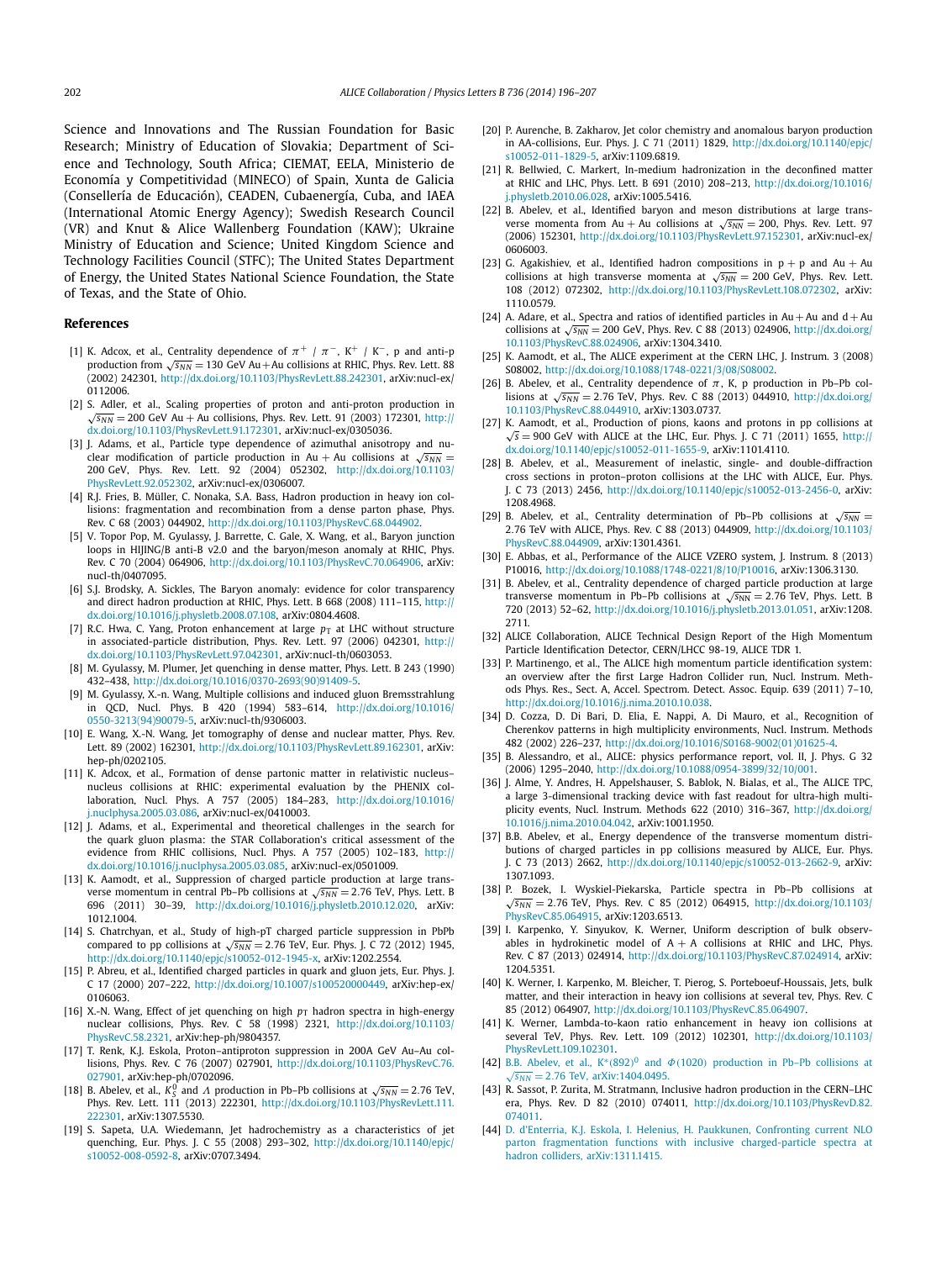Science and Innovations and The Russian Foundation for Basic Research; Ministry of Education of Slovakia; Department of Science and Technology, South Africa; CIEMAT, EELA, Ministerio de Economía y Competitividad (MINECO) of Spain, Xunta de Galicia (Consellería de Educación), CEADEN, Cubaenergía, Cuba, and IAEA (International Atomic Energy Agency); Swedish Research Council (VR) and Knut & Alice Wallenberg Foundation (KAW); Ukraine Ministry of Education and Science; United Kingdom Science and Technology Facilities Council (STFC); The United States Department of Energy, the United States National Science Foundation, the State of Texas, and the State of Ohio.

## References

[1] K. Adcox, et al., Centrality dependence of $\pi^+$ / $\pi^-$, $K^+$ / $K^-$, p and anti-p production from $\sqrt{s_{NN}} = 130$ GeV Au+Au collisions at RHIC, Phys. Rev. Lett. 88 (2002) 242301, http://dx.doi.org/10.1103/PhysRevLett.88.242301, arXiv:nucl-ex/0112006.

[2] S. Adler, et al., Scaling properties of proton and anti-proton production in $\sqrt{s_{NN}} = 200$ GeV Au + Au collisions, Phys. Rev. Lett. 91 (2003) 172301, http://dx.doi.org/10.1103/PhysRevLett.91.172301, arXiv:nucl-ex/0305036.

[3] J. Adams, et al., Particle type dependence of azimuthal anisotropy and nuclear modification of particle production in Au + Au collisions at $\sqrt{s_{NN}} = 200$ GeV, Phys. Rev. Lett. 92 (2004) 052302, http://dx.doi.org/10.1103/PhysRevLett.92.052302, arXiv:nucl-ex/0306007.

[4] R.J. Fries, B. Müller, C. Nonaka, S.A. Bass, Hadron production in heavy ion collisions: fragmentation and recombination from a dense parton phase, Phys. Rev. C 68 (2003) 044902, http://dx.doi.org/10.1103/PhysRevC.68.044902.

[5] V. Topor Pop, M. Gyulassy, J. Barrette, C. Gale, X. Wang, et al., Baryon junction loops in HIJING/B anti-B v2.0 and the baryon/meson anomaly at RHIC, Phys. Rev. C 70 (2004) 064906, http://dx.doi.org/10.1103/PhysRevC.70.064906, arXiv:nucl-th/0407095.

[6] S.J. Brodsky, A. Sickles, The Baryon anomaly: evidence for color transparency and direct hadron production at RHIC, Phys. Lett. B 668 (2008) 111–115, http://dx.doi.org/10.1016/j.physletb.2008.07.108, arXiv:0804.4608.

[7] R.C. Hwa, C. Yang, Proton enhancement at large $p_T$ at LHC without structure in associated-particle distribution, Phys. Rev. Lett. 97 (2006) 042301, http://dx.doi.org/10.1103/PhysRevLett.97.042301, arXiv:nucl-th/0603053.

[8] M. Gyulassy, M. Plumer, Jet quenching in dense matter, Phys. Lett. B 243 (1990) 432–438, http://dx.doi.org/10.1016/0370-2693(90)91409-5.

[9] M. Gyulassy, X.-n. Wang, Multiple collisions and induced gluon Bremsstrahlung in QCD, Nucl. Phys. B 420 (1994) 583–614, http://dx.doi.org/10.1016/0550-3213(94)90079-5, arXiv:nucl-th/9306003.

[10] E. Wang, X.-N. Wang, Jet tomography of dense and nuclear matter, Phys. Rev. Lett. 89 (2002) 162301, http://dx.doi.org/10.1103/PhysRevLett.89.162301, arXiv:hep-ph/0202105.

[11] K. Adcox, et al., Formation of dense partonic matter in relativistic nucleus–nucleus collisions at RHIC: experimental evaluation by the PHENIX collaboration, Nucl. Phys. A 757 (2005) 184–283, http://dx.doi.org/10.1016/j.nuclphysa.2005.03.086, arXiv:nucl-ex/0410003.

[12] J. Adams, et al., Experimental and theoretical challenges in the search for the quark gluon plasma: the STAR Collaboration's critical assessment of the evidence from RHIC collisions, Nucl. Phys. A 757 (2005) 102–183, http://dx.doi.org/10.1016/j.nuclphysa.2005.03.085, arXiv:nucl-ex/0501009.

[13] K. Aamodt, et al., Suppression of charged particle production at large transverse momentum in central Pb–Pb collisions at $\sqrt{s_{NN}} = 2.76$ TeV, Phys. Lett. B 696 (2011) 30–39, http://dx.doi.org/10.1016/j.physletb.2010.12.020, arXiv:1012.1004.

[14] S. Chatrchyan, et al., Study of high-pT charged particle suppression in PbPb compared to pp collisions at $\sqrt{s_{NN}} = 2.76$ TeV, Eur. Phys. J. C 72 (2012) 1945, http://dx.doi.org/10.1140/epjc/s10052-012-1945-x, arXiv:1202.2554.

[15] P. Abreu, et al., Identified charged particles in quark and gluon jets, Eur. Phys. J. C 17 (2000) 207–222, http://dx.doi.org/10.1007/s100520000449, arXiv:hep-ex/0106063.

[16] X.-N. Wang, Effect of jet quenching on high $p_T$ hadron spectra in high-energy nuclear collisions, Phys. Rev. C 58 (1998) 2321, http://dx.doi.org/10.1103/PhysRevC.58.2321, arXiv:hep-ph/9804357.

[17] T. Renk, K.J. Eskola, Proton–antiproton suppression in 200A GeV Au–Au collisions, Phys. Rev. C 76 (2007) 027901, http://dx.doi.org/10.1103/PhysRevC.76.027901, arXiv:hep-ph/0702096.

[18] B. Abelev, et al., $K^0_S$ and $\Lambda$ production in Pb–Pb collisions at $\sqrt{s_{NN}} = 2.76$ TeV, Phys. Rev. Lett. 111 (2013) 222301, http://dx.doi.org/10.1103/PhysRevLett.111.222301, arXiv:1307.5530.

[19] S. Sapeta, U.A. Wiedemann, Jet hadrochemistry as a characteristics of jet quenching, Eur. Phys. J. C 55 (2008) 293–302, http://dx.doi.org/10.1140/epjc/s10052-008-0592-8, arXiv:0707.3494.

[20] P. Aurenche, B. Zakharov, Jet color chemistry and anomalous baryon production in AA-collisions, Eur. Phys. J. C 71 (2011) 1829, http://dx.doi.org/10.1140/epjc/s10052-011-1829-5, arXiv:1109.6819.

[21] R. Bellwied, C. Markert, In-medium hadronization in the deconfined matter at RHIC and LHC, Phys. Lett. B 691 (2010) 208–213, http://dx.doi.org/10.1016/j.physletb.2010.06.028, arXiv:1005.5416.

[22] B. Abelev, et al., Identified baryon and meson distributions at large transverse momenta from Au + Au collisions at $\sqrt{s_{NN}} = 200$, Phys. Rev. Lett. 97 (2006) 152301, http://dx.doi.org/10.1103/PhysRevLett.97.152301, arXiv:nucl-ex/0606003.

[23] G. Agakishiev, et al., Identified hadron compositions in p + p and Au + Au collisions at high transverse momenta at $\sqrt{s_{NN}} = 200$ GeV, Phys. Rev. Lett. 108 (2012) 072302, http://dx.doi.org/10.1103/PhysRevLett.108.072302, arXiv:1110.0579.

[24] A. Adare, et al., Spectra and ratios of identified particles in Au + Au and d + Au collisions at $\sqrt{s_{NN}} = 200$ GeV, Phys. Rev. C 88 (2013) 024906, http://dx.doi.org/10.1103/PhysRevC.88.024906, arXiv:1304.3410.

[25] K. Aamodt, et al., The ALICE experiment at the CERN LHC, J. Instrum. 3 (2008) S08002, http://dx.doi.org/10.1088/1748-0221/3/08/S08002.

[26] B. Abelev, et al., Centrality dependence of $\pi$, K, p production in Pb–Pb collisions at $\sqrt{s_{NN}} = 2.76$ TeV, Phys. Rev. C 88 (2013) 044910, http://dx.doi.org/10.1103/PhysRevC.88.044910, arXiv:1303.0737.

[27] K. Aamodt, et al., Production of pions, kaons and protons in pp collisions at $\sqrt{s} = 900$ GeV with ALICE at the LHC, Eur. Phys. J. C 71 (2011) 1655, http://dx.doi.org/10.1140/epjc/s10052-011-1655-9, arXiv:1101.4110.

[28] B. Abelev, et al., Measurement of inelastic, single- and double-diffraction cross sections in proton–proton collisions at the LHC with ALICE, Eur. Phys. J. C 73 (2013) 2456, http://dx.doi.org/10.1140/epjc/s10052-013-2456-0, arXiv:1208.4968.

[29] B. Abelev, et al., Centrality determination of Pb–Pb collisions at $\sqrt{s_{NN}} = 2.76$ TeV with ALICE, Phys. Rev. C 88 (2013) 044909, http://dx.doi.org/10.1103/PhysRevC.88.044909, arXiv:1301.4361.

[30] E. Abbas, et al., Performance of the ALICE VZERO system, J. Instrum. 8 (2013) P10016, http://dx.doi.org/10.1088/1748-0221/8/10/P10016, arXiv:1306.3130.

[31] B. Abelev, et al., Centrality dependence of charged particle production at large transverse momentum in Pb–Pb collisions at $\sqrt{s_{NN}} = 2.76$ TeV, Phys. Lett. B 720 (2013) 52–62, http://dx.doi.org/10.1016/j.physletb.2013.01.051, arXiv:1208.2711.

[32] ALICE Collaboration, ALICE Technical Design Report of the High Momentum Particle Identification Detector, CERN/LHCC 98-19, ALICE TDR 1.

[33] P. Martinengo, et al., The ALICE high momentum particle identification system: an overview after the first Large Hadron Collider run, Nucl. Instrum. Methods Phys. Res., Sect. A, Accel. Spectrom. Detect. Assoc. Equip. 639 (2011) 7–10, http://dx.doi.org/10.1016/j.nima.2010.10.038.

[34] D. Cozza, D. Di Bari, D. Elia, E. Nappi, A. Di Mauro, et al., Recognition of Cherenkov patterns in high multiplicity environments, Nucl. Instrum. Methods 482 (2002) 226–237, http://dx.doi.org/10.1016/S0168-9002(01)01625-4.

[35] B. Alessandro, et al., ALICE: physics performance report, vol. II, J. Phys. G 32 (2006) 1295–2040, http://dx.doi.org/10.1088/0954-3899/32/10/001.

[36] J. Alme, Y. Andres, H. Appelshauser, S. Bablok, N. Bialas, et al., The ALICE TPC, a large 3-dimensional tracking device with fast readout for ultra-high multiplicity events, Nucl. Instrum. Methods 622 (2010) 316–367, http://dx.doi.org/10.1016/j.nima.2010.04.042, arXiv:1001.1950.

[37] B.B. Abelev, et al., Energy dependence of the transverse momentum distributions of charged particles in pp collisions measured by ALICE, Eur. Phys. J. C 73 (2013) 2662, http://dx.doi.org/10.1140/epjc/s10052-013-2662-9, arXiv:1307.1093.

[38] P. Bozek, I. Wyskiel-Piekarska, Particle spectra in Pb–Pb collisions at $\sqrt{s_{NN}} = 2.76$ TeV, Phys. Rev. C 85 (2012) 064915, http://dx.doi.org/10.1103/PhysRevC.85.064915, arXiv:1203.6513.

[39] I. Karpenko, Y. Sinyukov, K. Werner, Uniform description of bulk observables in hydrokinetic model of A + A collisions at RHIC and LHC, Phys. Rev. C 87 (2013) 024914, http://dx.doi.org/10.1103/PhysRevC.87.024914, arXiv:1204.5351.

[40] K. Werner, I. Karpenko, M. Bleicher, T. Pierog, S. Porteboeuf-Houssais, Jets, bulk matter, and their interaction in heavy ion collisions at several tev, Phys. Rev. C 85 (2012) 064907, http://dx.doi.org/10.1103/PhysRevC.85.064907.

[41] K. Werner, Lambda-to-kaon ratio enhancement in heavy ion collisions at several TeV, Phys. Rev. Lett. 109 (2012) 102301, http://dx.doi.org/10.1103/PhysRevLett.109.102301.

[42] B.B. Abelev, et al., $K^*(892)^0$ and $\Phi(1020)$ production in Pb–Pb collisions at $\sqrt{s_{NN}} = 2.76$ TeV, arXiv:1404.0495.

[43] R. Sassot, P. Zurita, M. Stratmann, Inclusive hadron production in the CERN–LHC era, Phys. Rev. D 82 (2010) 074011, http://dx.doi.org/10.1103/PhysRevD.82.074011.

[44] D. d'Enterria, K.J. Eskola, I. Helenius, H. Paukkunen, Confronting current NLO parton fragmentation functions with inclusive charged-particle spectra at hadron colliders, arXiv:1311.1415.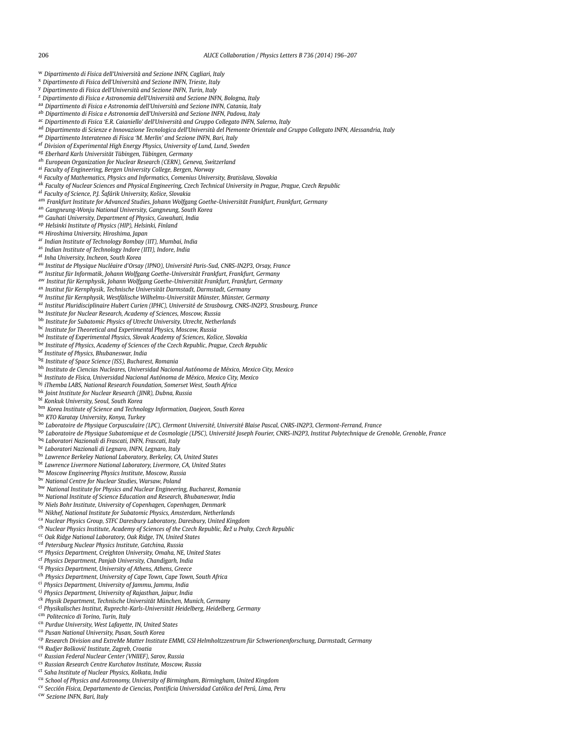[w] Dipartimento di Fisica dell'Università and Sezione INFN, Cagliari, Italy
[x] Dipartimento di Fisica dell'Università and Sezione INFN, Trieste, Italy
[y] Dipartimento di Fisica dell'Università and Sezione INFN, Turin, Italy
[z] Dipartimento di Fisica e Astronomia dell'Università and Sezione INFN, Bologna, Italy
[aa] Dipartimento di Fisica e Astronomia dell'Università and Sezione INFN, Catania, Italy
[ab] Dipartimento di Fisica e Astronomia dell'Università and Sezione INFN, Padova, Italy
[ac] Dipartimento di Fisica 'E.R. Caianiello' dell'Università and Gruppo Collegato INFN, Salerno, Italy
[ad] Dipartimento di Scienze e Innovazione Tecnologica dell'Università del Piemonte Orientale and Gruppo Collegato INFN, Alessandria, Italy
[ae] Dipartimento Interateneo di Fisica 'M. Merlin' and Sezione INFN, Bari, Italy
[af] Division of Experimental High Energy Physics, University of Lund, Lund, Sweden
[ag] Eberhard Karls Universität Tübingen, Tübingen, Germany
[ah] European Organization for Nuclear Research (CERN), Geneva, Switzerland
[ai] Faculty of Engineering, Bergen University College, Bergen, Norway
[aj] Faculty of Mathematics, Physics and Informatics, Comenius University, Bratislava, Slovakia
[ak] Faculty of Nuclear Sciences and Physical Engineering, Czech Technical University in Prague, Prague, Czech Republic
[al] Faculty of Science, P.J. Šafárik University, Košice, Slovakia
[am] Frankfurt Institute for Advanced Studies, Johann Wolfgang Goethe-Universität Frankfurt, Frankfurt, Germany
[an] Gangneung-Wonju National University, Gangneung, South Korea
[ao] Gauhati University, Department of Physics, Guwahati, India
[ap] Helsinki Institute of Physics (HIP), Helsinki, Finland
[aq] Hiroshima University, Hiroshima, Japan
[ar] Indian Institute of Technology Bombay (IIT), Mumbai, India
[as] Indian Institute of Technology Indore (IITI), Indore, India
[at] Inha University, Incheon, South Korea
[au] Institut de Physique Nucléaire d'Orsay (IPNO), Université Paris-Sud, CNRS-IN2P3, Orsay, France
[av] Institut für Informatik, Johann Wolfgang Goethe-Universität Frankfurt, Frankfurt, Germany
[aw] Institut für Kernphysik, Johann Wolfgang Goethe-Universität Frankfurt, Frankfurt, Germany
[ax] Institut für Kernphysik, Technische Universität Darmstadt, Darmstadt, Germany
[ay] Institut für Kernphysik, Westfälische Wilhelms-Universität Münster, Münster, Germany
[az] Institut Pluridisciplinaire Hubert Curien (IPHC), Université de Strasbourg, CNRS-IN2P3, Strasbourg, France
[ba] Institute for Nuclear Research, Academy of Sciences, Moscow, Russia
[bb] Institute for Subatomic Physics of Utrecht University, Utrecht, Netherlands
[bc] Institute for Theoretical and Experimental Physics, Moscow, Russia
[bd] Institute of Experimental Physics, Slovak Academy of Sciences, Košice, Slovakia
[be] Institute of Physics, Academy of Sciences of the Czech Republic, Prague, Czech Republic
[bf] Institute of Physics, Bhubaneswar, India
[bg] Institute of Space Science (ISS), Bucharest, Romania
[bh] Instituto de Ciencias Nucleares, Universidad Nacional Autónoma de México, Mexico City, Mexico
[bi] Instituto de Física, Universidad Nacional Autónoma de México, Mexico City, Mexico
[bj] iThemba LABS, National Research Foundation, Somerset West, South Africa
[bk] Joint Institute for Nuclear Research (JINR), Dubna, Russia
[bl] Konkuk University, Seoul, South Korea
[bm] Korea Institute of Science and Technology Information, Daejeon, South Korea
[bn] KTO Karatay University, Konya, Turkey
[bo] Laboratoire de Physique Corpusculaire (LPC), Clermont Université, Université Blaise Pascal, CNRS-IN2P3, Clermont-Ferrand, France
[bp] Laboratoire de Physique Subatomique et de Cosmologie (LPSC), Université Joseph Fourier, CNRS-IN2P3, Institut Polytechnique de Grenoble, Grenoble, France
[bq] Laboratori Nazionali di Frascati, INFN, Frascati, Italy
[br] Laboratori Nazionali di Legnaro, INFN, Legnaro, Italy
[bs] Lawrence Berkeley National Laboratory, Berkeley, CA, United States
[bt] Lawrence Livermore National Laboratory, Livermore, CA, United States
[bu] Moscow Engineering Physics Institute, Moscow, Russia
[bv] National Centre for Nuclear Studies, Warsaw, Poland
[bw] National Institute for Physics and Nuclear Engineering, Bucharest, Romania
[bx] National Institute of Science Education and Research, Bhubaneswar, India
[by] Niels Bohr Institute, University of Copenhagen, Copenhagen, Denmark
[bz] Nikhef, National Institute for Subatomic Physics, Amsterdam, Netherlands
[ca] Nuclear Physics Group, STFC Daresbury Laboratory, Daresbury, United Kingdom
[cb] Nuclear Physics Institute, Academy of Sciences of the Czech Republic, Řež u Prahy, Czech Republic
[cc] Oak Ridge National Laboratory, Oak Ridge, TN, United States
[cd] Petersburg Nuclear Physics Institute, Gatchina, Russia
[ce] Physics Department, Creighton University, Omaha, NE, United States
[cf] Physics Department, Panjab University, Chandigarh, India
[cg] Physics Department, University of Athens, Athens, Greece
[ch] Physics Department, University of Cape Town, Cape Town, South Africa
[ci] Physics Department, University of Jammu, Jammu, India
[cj] Physics Department, University of Rajasthan, Jaipur, India
[ck] Physik Department, Technische Universität München, Munich, Germany
[cl] Physikalisches Institut, Ruprecht-Karls-Universität Heidelberg, Heidelberg, Germany
[cm] Politecnico di Torino, Turin, Italy
[cn] Purdue University, West Lafayette, IN, United States
[co] Pusan National University, Pusan, South Korea
[cp] Research Division and ExtreMe Matter Institute EMMI, GSI Helmholtzzentrum für Schwerionenforschung, Darmstadt, Germany
[cq] Rudjer Bošković Institute, Zagreb, Croatia
[cr] Russian Federal Nuclear Center (VNIIEF), Sarov, Russia
[cs] Russian Research Centre Kurchatov Institute, Moscow, Russia
[ct] Saha Institute of Nuclear Physics, Kolkata, India
[cu] School of Physics and Astronomy, University of Birmingham, Birmingham, United Kingdom
[cv] Sección Física, Departamento de Ciencias, Pontificia Universidad Católica del Perú, Lima, Peru
[cw] Sezione INFN, Bari, Italy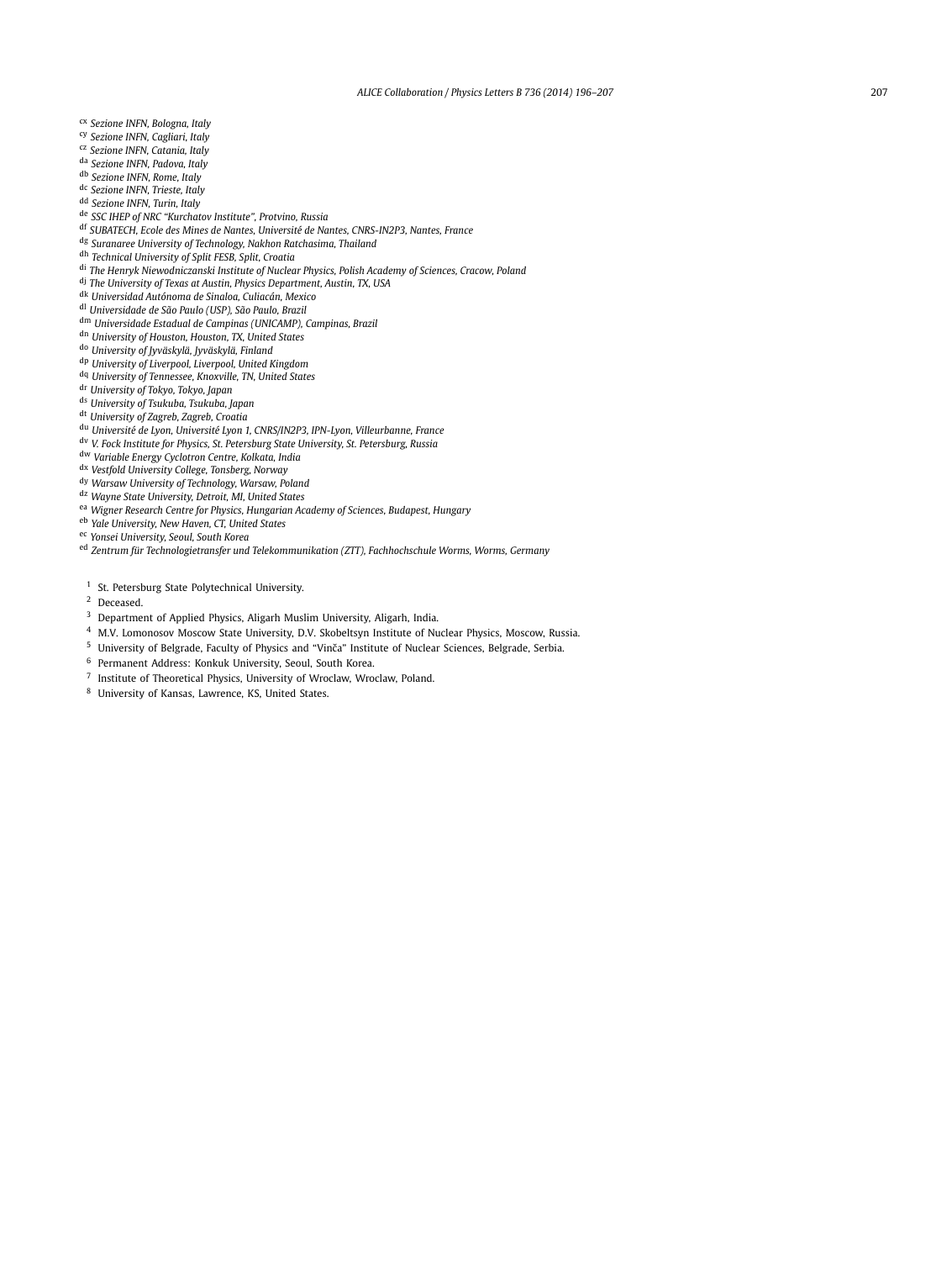[cx] *Sezione INFN, Bologna, Italy*
[cy] *Sezione INFN, Cagliari, Italy*
[cz] *Sezione INFN, Catania, Italy*
[da] *Sezione INFN, Padova, Italy*
[db] *Sezione INFN, Rome, Italy*
[dc] *Sezione INFN, Trieste, Italy*
[dd] *Sezione INFN, Turin, Italy*
[de] *SSC IHEP of NRC "Kurchatov Institute", Protvino, Russia*
[df] *SUBATECH, Ecole des Mines de Nantes, Université de Nantes, CNRS-IN2P3, Nantes, France*
[dg] *Suranaree University of Technology, Nakhon Ratchasima, Thailand*
[dh] *Technical University of Split FESB, Split, Croatia*
[di] *The Henryk Niewodniczanski Institute of Nuclear Physics, Polish Academy of Sciences, Cracow, Poland*
[dj] *The University of Texas at Austin, Physics Department, Austin, TX, USA*
[dk] *Universidad Autónoma de Sinaloa, Culiacán, Mexico*
[dl] *Universidade de São Paulo (USP), São Paulo, Brazil*
[dm] *Universidade Estadual de Campinas (UNICAMP), Campinas, Brazil*
[dn] *University of Houston, Houston, TX, United States*
[do] *University of Jyväskylä, Jyväskylä, Finland*
[dp] *University of Liverpool, Liverpool, United Kingdom*
[dq] *University of Tennessee, Knoxville, TN, United States*
[dr] *University of Tokyo, Tokyo, Japan*
[ds] *University of Tsukuba, Tsukuba, Japan*
[dt] *University of Zagreb, Zagreb, Croatia*
[du] *Université de Lyon, Université Lyon 1, CNRS/IN2P3, IPN-Lyon, Villeurbanne, France*
[dv] *V. Fock Institute for Physics, St. Petersburg State University, St. Petersburg, Russia*
[dw] *Variable Energy Cyclotron Centre, Kolkata, India*
[dx] *Vestfold University College, Tonsberg, Norway*
[dy] *Warsaw University of Technology, Warsaw, Poland*
[dz] *Wayne State University, Detroit, MI, United States*
[ea] *Wigner Research Centre for Physics, Hungarian Academy of Sciences, Budapest, Hungary*
[eb] *Yale University, New Haven, CT, United States*
[ec] *Yonsei University, Seoul, South Korea*
[ed] *Zentrum für Technologietransfer und Telekommunikation (ZTT), Fachhochschule Worms, Worms, Germany*

[1] St. Petersburg State Polytechnical University.
[2] Deceased.
[3] Department of Applied Physics, Aligarh Muslim University, Aligarh, India.
[4] M.V. Lomonosov Moscow State University, D.V. Skobeltsyn Institute of Nuclear Physics, Moscow, Russia.
[5] University of Belgrade, Faculty of Physics and "Vinča" Institute of Nuclear Sciences, Belgrade, Serbia.
[6] Permanent Address: Konkuk University, Seoul, South Korea.
[7] Institute of Theoretical Physics, University of Wroclaw, Wroclaw, Poland.
[8] University of Kansas, Lawrence, KS, United States.